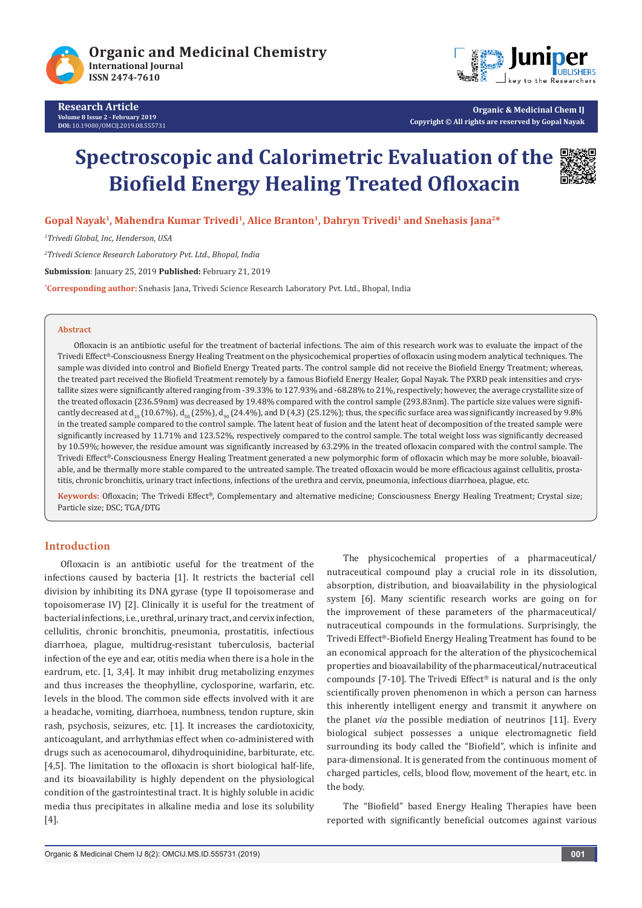# Spectroscopic and Calorimetric Evaluation of the Biofield Energy Healing Treated Ofloxacin

**Gopal Nayak[1], Mahendra Kumar Trivedi[1], Alice Branton[1], Dahryn Trivedi[1] and Snehasis Jana[2]***

*[1]Trivedi Global, Inc, Henderson, USA*

*[2]Trivedi Science Research Laboratory Pvt. Ltd., Bhopal, India*

**Submission**: January 25, 2019 **Published:** February 21, 2019

***Corresponding author:** Snehasis Jana, Trivedi Science Research Laboratory Pvt. Ltd., Bhopal, India

**Abstract**

Ofloxacin is an antibiotic useful for the treatment of bacterial infections. The aim of this research work was to evaluate the impact of the Trivedi Effect®-Consciousness Energy Healing Treatment on the physicochemical properties of ofloxacin using modern analytical techniques. The sample was divided into control and Biofield Energy Treated parts. The control sample did not receive the Biofield Energy Treatment; whereas, the treated part received the Biofield Treatment remotely by a famous Biofield Energy Healer, Gopal Nayak. The PXRD peak intensities and crystallite sizes were significantly altered ranging from -39.33% to 127.93% and -68.28% to 21%, respectively; however, the average crystallite size of the treated ofloxacin (236.59nm) was decreased by 19.48% compared with the control sample (293.83nm). The particle size values were significantly decreased at $d_{10}$ (10.67%), $d_{50}$ (25%), $d_{90}$ (24.4%), and D (4,3) (25.12%); thus, the specific surface area was significantly increased by 9.8% in the treated sample compared to the control sample. The latent heat of fusion and the latent heat of decomposition of the treated sample were significantly increased by 11.71% and 123.52%, respectively compared to the control sample. The total weight loss was significantly decreased by 10.59%; however, the residue amount was significantly increased by 63.29% in the treated ofloxacin compared with the control sample. The Trivedi Effect®-Consciousness Energy Healing Treatment generated a new polymorphic form of ofloxacin which may be more soluble, bioavailable, and be thermally more stable compared to the untreated sample. The treated ofloxacin would be more efficacious against cellulitis, prostatitis, chronic bronchitis, urinary tract infections, infections of the urethra and cervix, pneumonia, infectious diarrhoea, plague, etc.

**Keywords:** Ofloxacin; The Trivedi Effect®, Complementary and alternative medicine; Consciousness Energy Healing Treatment; Crystal size; Particle size; DSC; TGA/DTG

## Introduction

Ofloxacin is an antibiotic useful for the treatment of the infections caused by bacteria [1]. It restricts the bacterial cell division by inhibiting its DNA gyrase (type II topoisomerase and topoisomerase IV) [2]. Clinically it is useful for the treatment of bacterial infections, i.e., urethral, urinary tract, and cervix infection, cellulitis, chronic bronchitis, pneumonia, prostatitis, infectious diarrhoea, plague, multidrug-resistant tuberculosis, bacterial infection of the eye and ear, otitis media when there is a hole in the eardrum, etc. [1, 3,4]. It may inhibit drug metabolizing enzymes and thus increases the theophylline, cyclosporine, warfarin, etc. levels in the blood. The common side effects involved with it are a headache, vomiting, diarrhoea, numbness, tendon rupture, skin rash, psychosis, seizures, etc. [1]. It increases the cardiotoxicity, anticoagulant, and arrhythmias effect when co-administered with drugs such as acenocoumarol, dihydroquinidine, barbiturate, etc. [4,5]. The limitation to the ofloxacin is short biological half-life, and its bioavailability is highly dependent on the physiological condition of the gastrointestinal tract. It is highly soluble in acidic media thus precipitates in alkaline media and lose its solubility [4].

The physicochemical properties of a pharmaceutical/ nutraceutical compound play a crucial role in its dissolution, absorption, distribution, and bioavailability in the physiological system [6]. Many scientific research works are going on for the improvement of these parameters of the pharmaceutical/ nutraceutical compounds in the formulations. Surprisingly, the Trivedi Effect®-Biofield Energy Healing Treatment has found to be an economical approach for the alteration of the physicochemical properties and bioavailability of the pharmaceutical/nutraceutical compounds [7-10]. The Trivedi Effect® is natural and is the only scientifically proven phenomenon in which a person can harness this inherently intelligent energy and transmit it anywhere on the planet *via* the possible mediation of neutrinos [11]. Every biological subject possesses a unique electromagnetic field surrounding its body called the "Biofield", which is infinite and para-dimensional. It is generated from the continuous moment of charged particles, cells, blood flow, movement of the heart, etc. in the body.

The "Biofield" based Energy Healing Therapies have been reported with significantly beneficial outcomes against various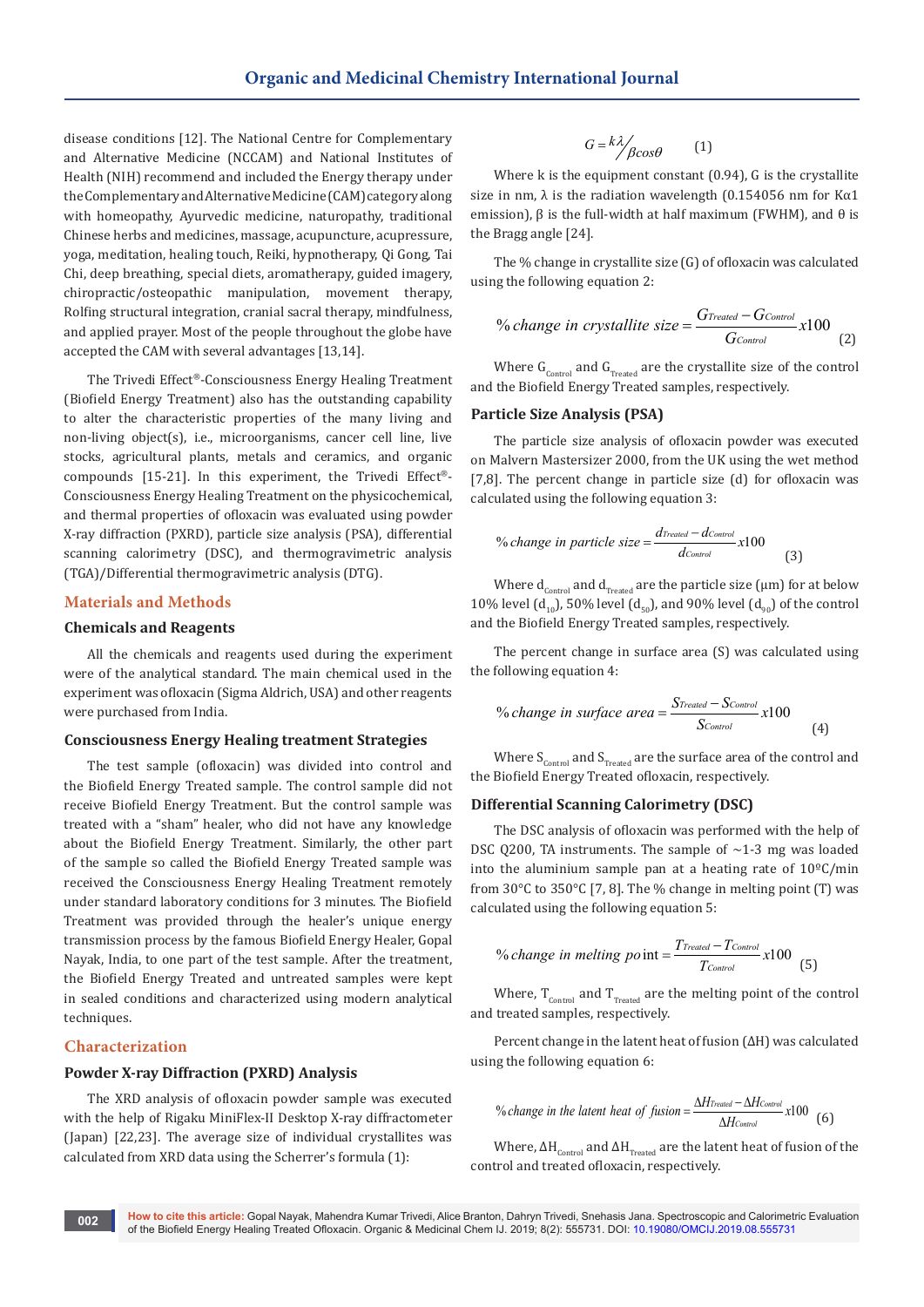disease conditions [12]. The National Centre for Complementary and Alternative Medicine (NCCAM) and National Institutes of Health (NIH) recommend and included the Energy therapy under the Complementary and Alternative Medicine (CAM) category along with homeopathy, Ayurvedic medicine, naturopathy, traditional Chinese herbs and medicines, massage, acupuncture, acupressure, yoga, meditation, healing touch, Reiki, hypnotherapy, Qi Gong, Tai Chi, deep breathing, special diets, aromatherapy, guided imagery, chiropractic/osteopathic manipulation, movement therapy, Rolfing structural integration, cranial sacral therapy, mindfulness, and applied prayer. Most of the people throughout the globe have accepted the CAM with several advantages [13,14].

The Trivedi Effect®-Consciousness Energy Healing Treatment (Biofield Energy Treatment) also has the outstanding capability to alter the characteristic properties of the many living and non-living object(s), i.e., microorganisms, cancer cell line, live stocks, agricultural plants, metals and ceramics, and organic compounds [15-21]. In this experiment, the Trivedi Effect®-Consciousness Energy Healing Treatment on the physicochemical, and thermal properties of ofloxacin was evaluated using powder X-ray diffraction (PXRD), particle size analysis (PSA), differential scanning calorimetry (DSC), and thermogravimetric analysis (TGA)/Differential thermogravimetric analysis (DTG).

## Materials and Methods

### Chemicals and Reagents

All the chemicals and reagents used during the experiment were of the analytical standard. The main chemical used in the experiment was ofloxacin (Sigma Aldrich, USA) and other reagents were purchased from India.

### Consciousness Energy Healing treatment Strategies

The test sample (ofloxacin) was divided into control and the Biofield Energy Treated sample. The control sample did not receive Biofield Energy Treatment. But the control sample was treated with a "sham" healer, who did not have any knowledge about the Biofield Energy Treatment. Similarly, the other part of the sample so called the Biofield Energy Treated sample was received the Consciousness Energy Healing Treatment remotely under standard laboratory conditions for 3 minutes. The Biofield Treatment was provided through the healer's unique energy transmission process by the famous Biofield Energy Healer, Gopal Nayak, India, to one part of the test sample. After the treatment, the Biofield Energy Treated and untreated samples were kept in sealed conditions and characterized using modern analytical techniques.

## Characterization

### Powder X-ray Diffraction (PXRD) Analysis

The XRD analysis of ofloxacin powder sample was executed with the help of Rigaku MiniFlex-II Desktop X-ray diffractometer (Japan) [22,23]. The average size of individual crystallites was calculated from XRD data using the Scherrer's formula (1):

$$G = \frac{k\lambda}{\beta \cos\theta} \qquad (1)$$

Where k is the equipment constant (0.94), G is the crystallite size in nm, λ is the radiation wavelength (0.154056 nm for Kα1 emission), β is the full-width at half maximum (FWHM), and θ is the Bragg angle [24].

The % change in crystallite size (G) of ofloxacin was calculated using the following equation 2:

$$\%\ change\ in\ crystallite\ size = \frac{G_{Treated} - G_{Control}}{G_{Control}} x100 \qquad (2)$$

Where $G_{Control}$ and $G_{Treated}$ are the crystallite size of the control and the Biofield Energy Treated samples, respectively.

### Particle Size Analysis (PSA)

The particle size analysis of ofloxacin powder was executed on Malvern Mastersizer 2000, from the UK using the wet method [7,8]. The percent change in particle size (d) for ofloxacin was calculated using the following equation 3:

$$\%\ change\ in\ particle\ size = \frac{d_{Treated} - d_{Control}}{d_{Control}} x100 \qquad (3)$$

Where $d_{Control}$ and $d_{Treated}$ are the particle size (μm) for at below 10% level ($d_{10}$), 50% level ($d_{50}$), and 90% level ($d_{90}$) of the control and the Biofield Energy Treated samples, respectively.

The percent change in surface area (S) was calculated using the following equation 4:

$$\%\ change\ in\ surface\ area = \frac{S_{Treated} - S_{Control}}{S_{Control}} x100 \qquad (4)$$

Where $S_{Control}$ and $S_{Treated}$ are the surface area of the control and the Biofield Energy Treated ofloxacin, respectively.

### Differential Scanning Calorimetry (DSC)

The DSC analysis of ofloxacin was performed with the help of DSC Q200, TA instruments. The sample of ~1-3 mg was loaded into the aluminium sample pan at a heating rate of 10ºC/min from 30°C to 350°C [7, 8]. The % change in melting point (T) was calculated using the following equation 5:

$$\%\ change\ in\ melting\ point = \frac{T_{Treated} - T_{Control}}{T_{Control}} x100 \qquad (5)$$

Where, $T_{Control}$ and $T_{Treated}$ are the melting point of the control and treated samples, respectively.

Percent change in the latent heat of fusion (ΔH) was calculated using the following equation 6:

$$\%\ change\ in\ the\ latent\ heat\ of\ fusion = \frac{\Delta H_{Treated} - \Delta H_{Control}}{\Delta H_{Control}} x100 \qquad (6)$$

Where, $\Delta H_{Control}$ and $\Delta H_{Treated}$ are the latent heat of fusion of the control and treated ofloxacin, respectively.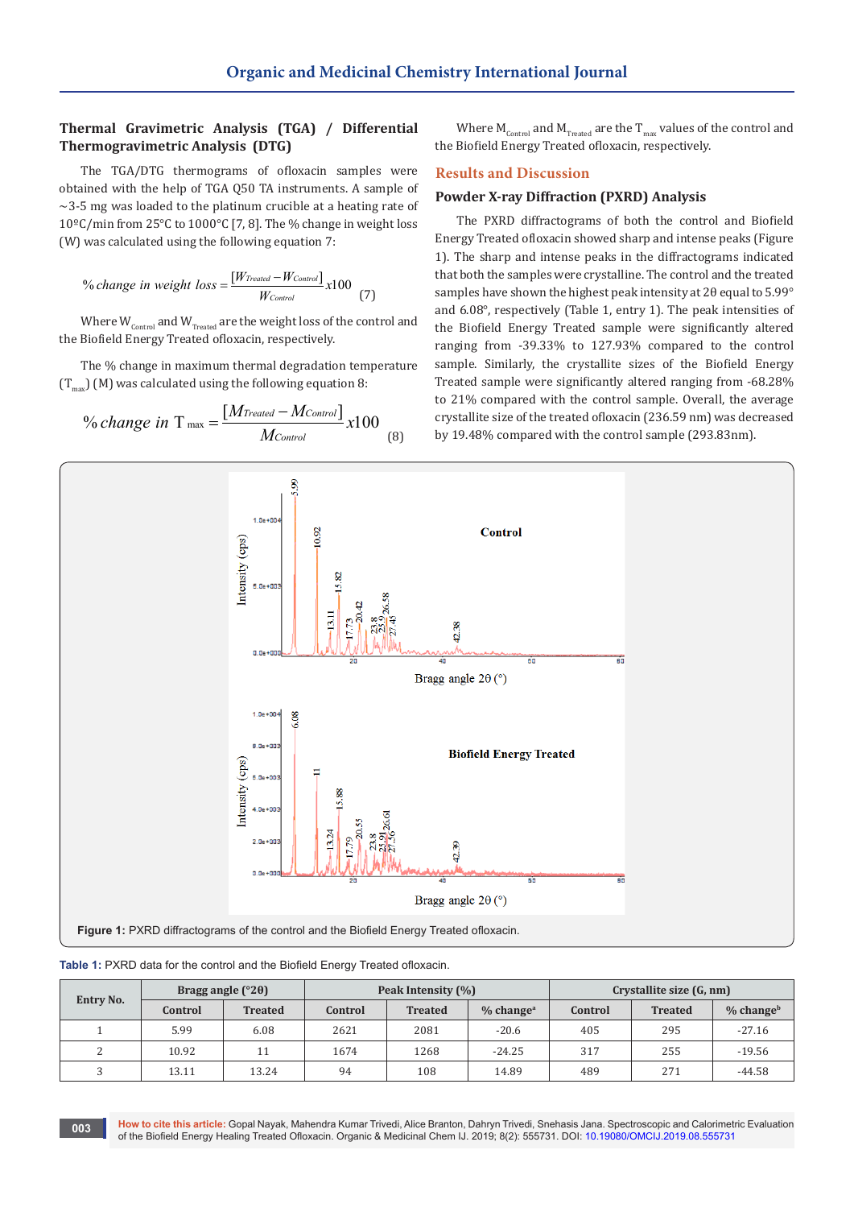### Thermal Gravimetric Analysis (TGA) / Differential Thermogravimetric Analysis (DTG)

The TGA/DTG thermograms of ofloxacin samples were obtained with the help of TGA Q50 TA instruments. A sample of ~3-5 mg was loaded to the platinum crucible at a heating rate of 10ºC/min from 25°C to 1000°C [7, 8]. The % change in weight loss (W) was calculated using the following equation 7:

$$\% \, change \, in \, weight \, loss = \frac{[W_{Treated} - W_{Control}]}{W_{Control}} x100 \quad (7)$$

Where $W_{Control}$ and $W_{Treated}$ are the weight loss of the control and the Biofield Energy Treated ofloxacin, respectively.

The % change in maximum thermal degradation temperature ($T_{max}$) (M) was calculated using the following equation 8:

$$\% \, change \, in \, T_{max} = \frac{[M_{Treated} - M_{Control}]}{M_{Control}} x100 \quad (8)$$

Where $M_{Control}$ and $M_{Treated}$ are the $T_{max}$ values of the control and the Biofield Energy Treated ofloxacin, respectively.

## Results and Discussion

### Powder X-ray Diffraction (PXRD) Analysis

The PXRD diffractograms of both the control and Biofield Energy Treated ofloxacin showed sharp and intense peaks (Figure 1). The sharp and intense peaks in the diffractograms indicated that both the samples were crystalline. The control and the treated samples have shown the highest peak intensity at 2θ equal to 5.99° and 6.08°, respectively (Table 1, entry 1). The peak intensities of the Biofield Energy Treated sample were significantly altered ranging from -39.33% to 127.93% compared to the control sample. Similarly, the crystallite sizes of the Biofield Energy Treated sample were significantly altered ranging from -68.28% to 21% compared with the control sample. Overall, the average crystallite size of the treated ofloxacin (236.59 nm) was decreased by 19.48% compared with the control sample (293.83nm).

**Figure 1:** PXRD diffractograms of the control and the Biofield Energy Treated ofloxacin.

**Table 1:** PXRD data for the control and the Biofield Energy Treated ofloxacin.

| Entry No. | Bragg angle (°2θ) | | Peak Intensity (%) | | | Crystallite size (G, nm) | | |
|---|---|---|---|---|---|---|---|---|
| | Control | Treated | Control | Treated | % change[a] | Control | Treated | % change[b] |
| 1 | 5.99 | 6.08 | 2621 | 2081 | -20.6 | 405 | 295 | -27.16 |
| 2 | 10.92 | 11 | 1674 | 1268 | -24.25 | 317 | 255 | -19.56 |
| 3 | 13.11 | 13.24 | 94 | 108 | 14.89 | 489 | 271 | -44.58 |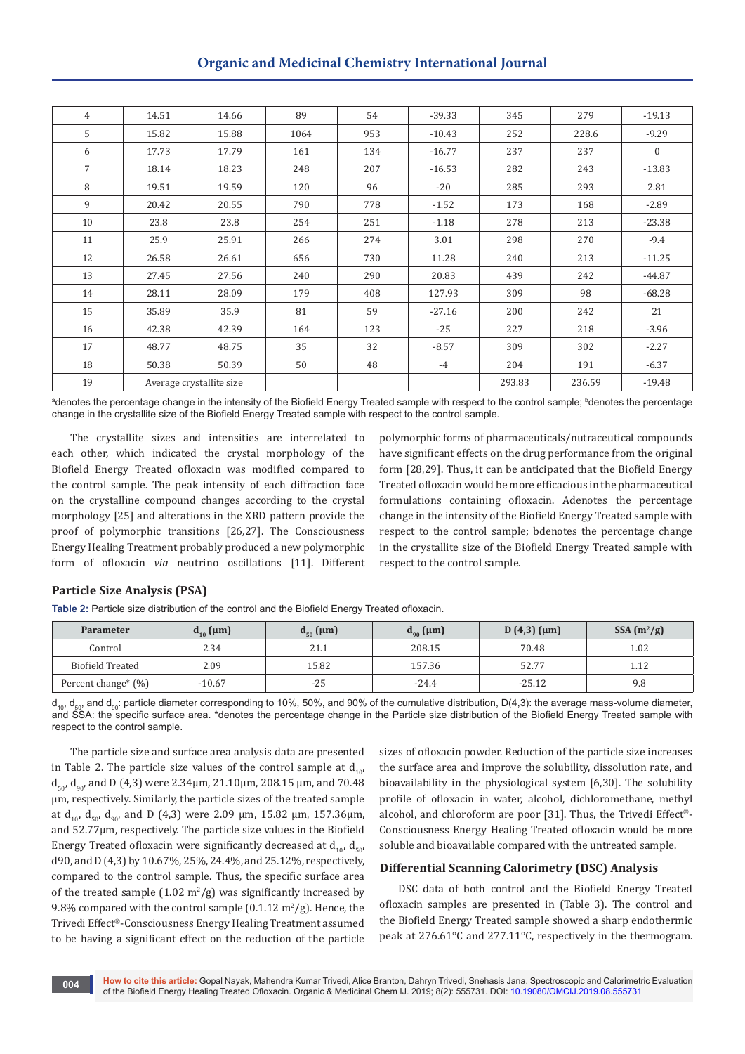| 4 | 14.51 | 14.66 | 89 | 54 | -39.33 | 345 | 279 | -19.13 |
|---|---|---|---|---|---|---|---|---|
| 5 | 15.82 | 15.88 | 1064 | 953 | -10.43 | 252 | 228.6 | -9.29 |
| 6 | 17.73 | 17.79 | 161 | 134 | -16.77 | 237 | 237 | 0 |
| 7 | 18.14 | 18.23 | 248 | 207 | -16.53 | 282 | 243 | -13.83 |
| 8 | 19.51 | 19.59 | 120 | 96 | -20 | 285 | 293 | 2.81 |
| 9 | 20.42 | 20.55 | 790 | 778 | -1.52 | 173 | 168 | -2.89 |
| 10 | 23.8 | 23.8 | 254 | 251 | -1.18 | 278 | 213 | -23.38 |
| 11 | 25.9 | 25.91 | 266 | 274 | 3.01 | 298 | 270 | -9.4 |
| 12 | 26.58 | 26.61 | 656 | 730 | 11.28 | 240 | 213 | -11.25 |
| 13 | 27.45 | 27.56 | 240 | 290 | 20.83 | 439 | 242 | -44.87 |
| 14 | 28.11 | 28.09 | 179 | 408 | 127.93 | 309 | 98 | -68.28 |
| 15 | 35.89 | 35.9 | 81 | 59 | -27.16 | 200 | 242 | 21 |
| 16 | 42.38 | 42.39 | 164 | 123 | -25 | 227 | 218 | -3.96 |
| 17 | 48.77 | 48.75 | 35 | 32 | -8.57 | 309 | 302 | -2.27 |
| 18 | 50.38 | 50.39 | 50 | 48 | -4 | 204 | 191 | -6.37 |
| 19 | Average crystallite size | | | | | 293.83 | 236.59 | -19.48 |

[a]denotes the percentage change in the intensity of the Biofield Energy Treated sample with respect to the control sample; [b]denotes the percentage change in the crystallite size of the Biofield Energy Treated sample with respect to the control sample.

The crystallite sizes and intensities are interrelated to each other, which indicated the crystal morphology of the Biofield Energy Treated ofloxacin was modified compared to the control sample. The peak intensity of each diffraction face on the crystalline compound changes according to the crystal morphology [25] and alterations in the XRD pattern provide the proof of polymorphic transitions [26,27]. The Consciousness Energy Healing Treatment probably produced a new polymorphic form of ofloxacin *via* neutrino oscillations [11]. Different polymorphic forms of pharmaceuticals/nutraceutical compounds have significant effects on the drug performance from the original form [28,29]. Thus, it can be anticipated that the Biofield Energy Treated ofloxacin would be more efficacious in the pharmaceutical formulations containing ofloxacin. Adenotes the percentage change in the intensity of the Biofield Energy Treated sample with respect to the control sample; bdenotes the percentage change in the crystallite size of the Biofield Energy Treated sample with respect to the control sample.

## Particle Size Analysis (PSA)

**Table 2:** Particle size distribution of the control and the Biofield Energy Treated ofloxacin.

| Parameter | $d_{10}$ (μm) | $d_{50}$ (μm) | $d_{90}$ (μm) | D (4,3) (μm) | SSA ($m^2$/g) |
|---|---|---|---|---|---|
| Control | 2.34 | 21.1 | 208.15 | 70.48 | 1.02 |
| Biofield Treated | 2.09 | 15.82 | 157.36 | 52.77 | 1.12 |
| Percent change* (%) | -10.67 | -25 | -24.4 | -25.12 | 9.8 |

$d_{10}$, $d_{50}$, and $d_{90}$: particle diameter corresponding to 10%, 50%, and 90% of the cumulative distribution, D(4,3): the average mass-volume diameter, and SSA: the specific surface area. *denotes the percentage change in the Particle size distribution of the Biofield Energy Treated sample with respect to the control sample.

The particle size and surface area analysis data are presented in Table 2. The particle size values of the control sample at $d_{10}$, $d_{50}$, $d_{90}$, and D (4,3) were 2.34μm, 21.10μm, 208.15 μm, and 70.48 μm, respectively. Similarly, the particle sizes of the treated sample at $d_{10}$, $d_{50}$, $d_{90}$, and D (4,3) were 2.09 μm, 15.82 μm, 157.36μm, and 52.77μm, respectively. The particle size values in the Biofield Energy Treated ofloxacin were significantly decreased at $d_{10}$, $d_{50}$, d90, and D (4,3) by 10.67%, 25%, 24.4%, and 25.12%, respectively, compared to the control sample. Thus, the specific surface area of the treated sample (1.02 $m^2$/g) was significantly increased by 9.8% compared with the control sample (0.1.12 $m^2$/g). Hence, the Trivedi Effect®-Consciousness Energy Healing Treatment assumed to be having a significant effect on the reduction of the particle sizes of ofloxacin powder. Reduction of the particle size increases the surface area and improve the solubility, dissolution rate, and bioavailability in the physiological system [6,30]. The solubility profile of ofloxacin in water, alcohol, dichloromethane, methyl alcohol, and chloroform are poor [31]. Thus, the Trivedi Effect®-Consciousness Energy Healing Treated ofloxacin would be more soluble and bioavailable compared with the untreated sample.

## Differential Scanning Calorimetry (DSC) Analysis

DSC data of both control and the Biofield Energy Treated ofloxacin samples are presented in (Table 3). The control and the Biofield Energy Treated sample showed a sharp endothermic peak at 276.61°C and 277.11°C, respectively in the thermogram.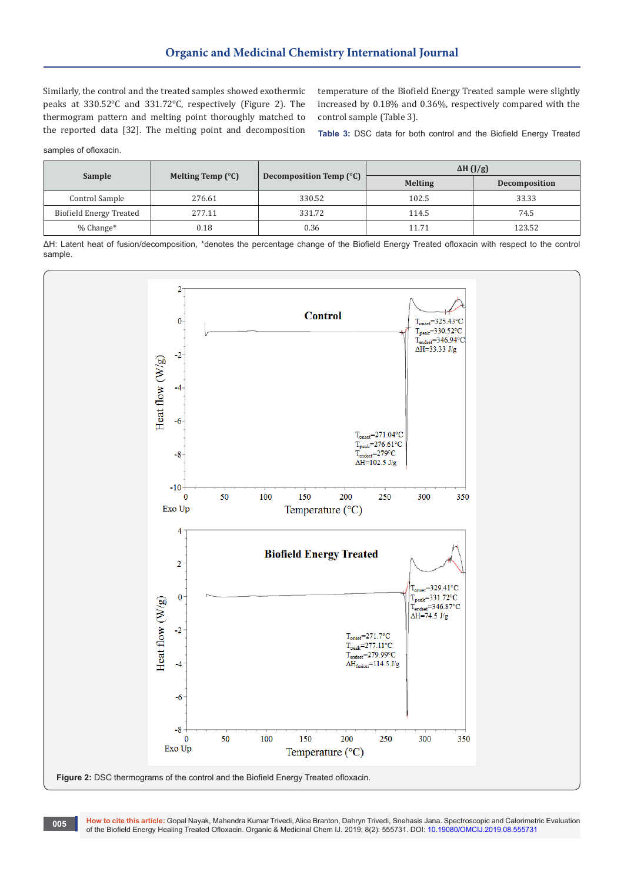Similarly, the control and the treated samples showed exothermic peaks at 330.52°C and 331.72°C, respectively (Figure 2). The thermogram pattern and melting point thoroughly matched to the reported data [32]. The melting point and decomposition temperature of the Biofield Energy Treated sample were slightly increased by 0.18% and 0.36%, respectively compared with the control sample (Table 3).

**Table 3:** DSC data for both control and the Biofield Energy Treated samples of ofloxacin.

| Sample | Melting Temp (°C) | Decomposition Temp (°C) | ΔH (J/g) | |
|---|---|---|---|---|
| | | | Melting | Decomposition |
| Control Sample | 276.61 | 330.52 | 102.5 | 33.33 |
| Biofield Energy Treated | 277.11 | 331.72 | 114.5 | 74.5 |
| % Change* | 0.18 | 0.36 | 11.71 | 123.52 |

ΔH: Latent heat of fusion/decomposition, *denotes the percentage change of the Biofield Energy Treated ofloxacin with respect to the control sample.

**Figure 2:** DSC thermograms of the control and the Biofield Energy Treated ofloxacin.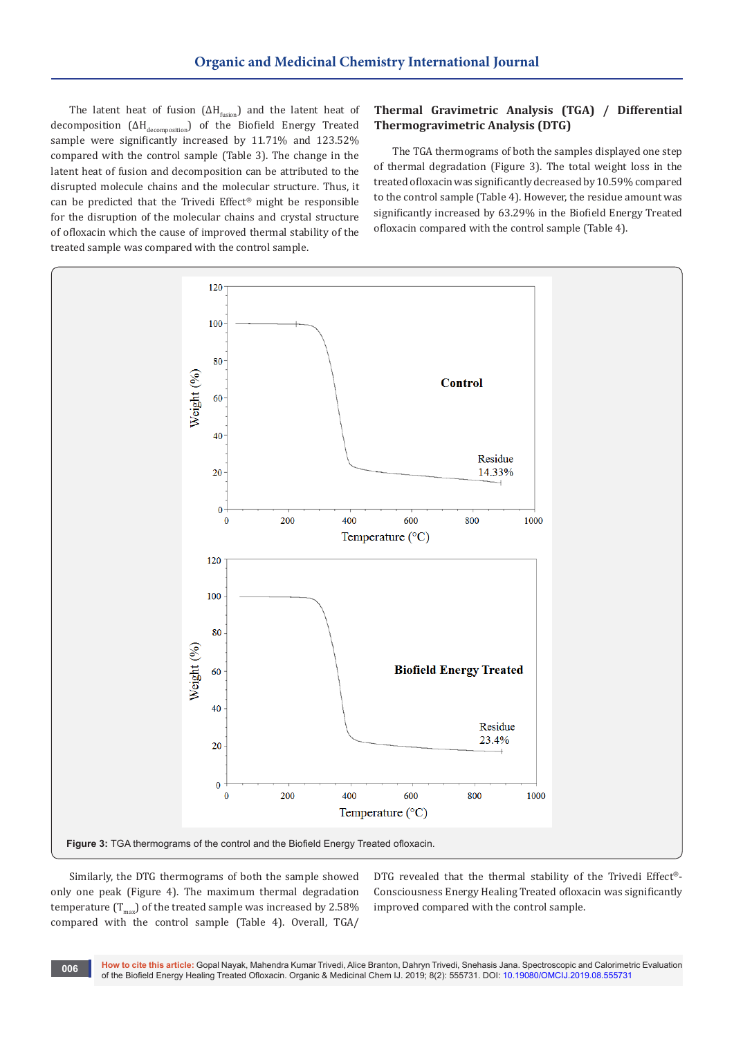The latent heat of fusion ($\Delta H_{fusion}$) and the latent heat of decomposition ($\Delta H_{decomposition}$) of the Biofield Energy Treated sample were significantly increased by 11.71% and 123.52% compared with the control sample (Table 3). The change in the latent heat of fusion and decomposition can be attributed to the disrupted molecule chains and the molecular structure. Thus, it can be predicted that the Trivedi Effect® might be responsible for the disruption of the molecular chains and crystal structure of ofloxacin which the cause of improved thermal stability of the treated sample was compared with the control sample.

### Thermal Gravimetric Analysis (TGA) / Differential Thermogravimetric Analysis (DTG)

The TGA thermograms of both the samples displayed one step of thermal degradation (Figure 3). The total weight loss in the treated ofloxacin was significantly decreased by 10.59% compared to the control sample (Table 4). However, the residue amount was significantly increased by 63.29% in the Biofield Energy Treated ofloxacin compared with the control sample (Table 4).

**Figure 3:** TGA thermograms of the control and the Biofield Energy Treated ofloxacin.

Similarly, the DTG thermograms of both the sample showed only one peak (Figure 4). The maximum thermal degradation temperature ($T_{max}$) of the treated sample was increased by 2.58% compared with the control sample (Table 4). Overall, TGA/DTG revealed that the thermal stability of the Trivedi Effect®-Consciousness Energy Healing Treated ofloxacin was significantly improved compared with the control sample.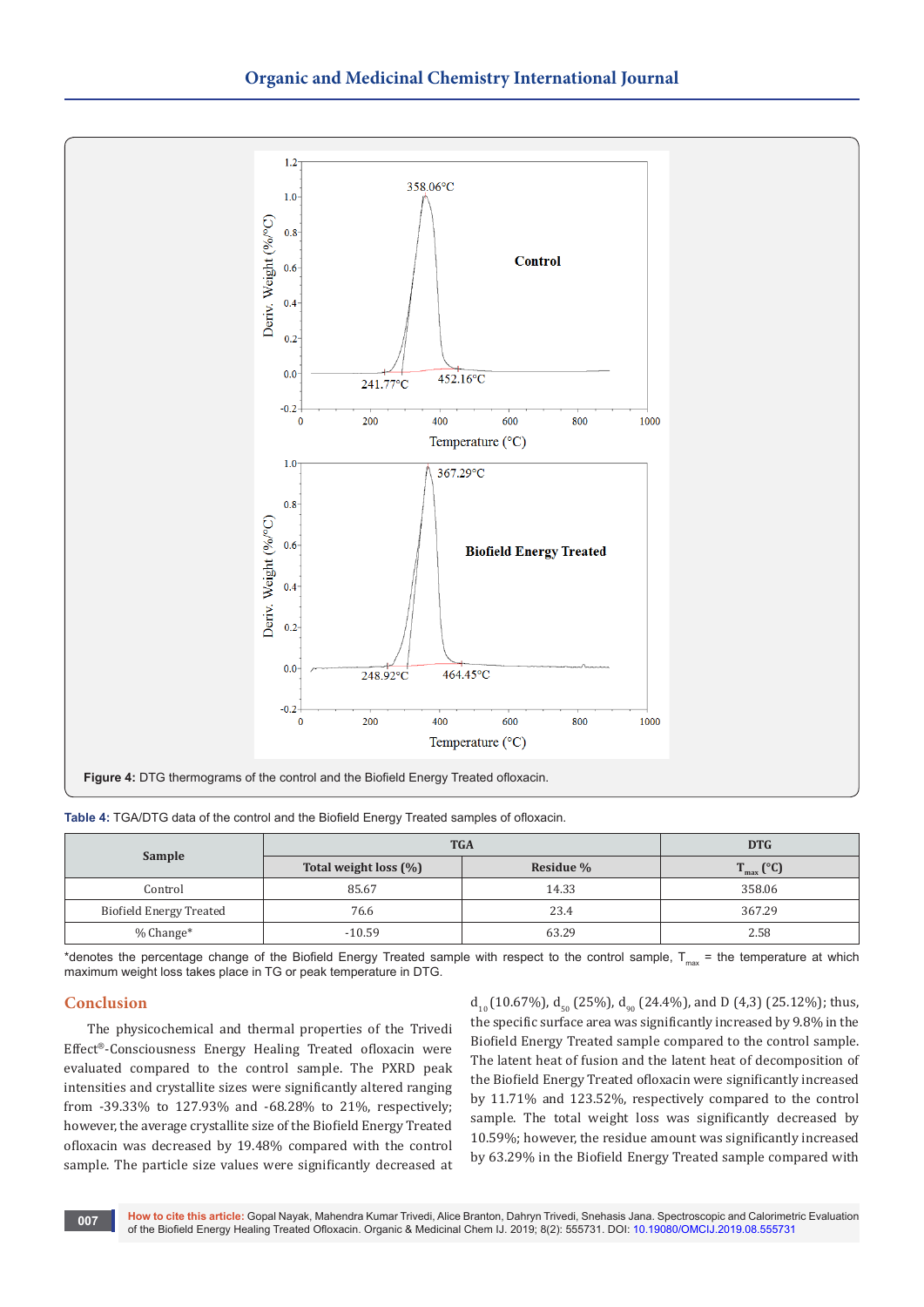Figure 4: DTG thermograms of the control and the Biofield Energy Treated ofloxacin.

Table 4: TGA/DTG data of the control and the Biofield Energy Treated samples of ofloxacin.

| Sample | TGA | | DTG |
|---|---|---|---|
| | Total weight loss (%) | Residue % | $T_{max}$ (°C) |
| Control | 85.67 | 14.33 | 358.06 |
| Biofield Energy Treated | 76.6 | 23.4 | 367.29 |
| % Change* | -10.59 | 63.29 | 2.58 |

*denotes the percentage change of the Biofield Energy Treated sample with respect to the control sample, $T_{max}$ = the temperature at which maximum weight loss takes place in TG or peak temperature in DTG.

## Conclusion

The physicochemical and thermal properties of the Trivedi Effect®-Consciousness Energy Healing Treated ofloxacin were evaluated compared to the control sample. The PXRD peak intensities and crystallite sizes were significantly altered ranging from -39.33% to 127.93% and -68.28% to 21%, respectively; however, the average crystallite size of the Biofield Energy Treated ofloxacin was decreased by 19.48% compared with the control sample. The particle size values were significantly decreased at $d_{10}$ (10.67%), $d_{50}$ (25%), $d_{90}$ (24.4%), and D (4,3) (25.12%); thus, the specific surface area was significantly increased by 9.8% in the Biofield Energy Treated sample compared to the control sample. The latent heat of fusion and the latent heat of decomposition of the Biofield Energy Treated ofloxacin were significantly increased by 11.71% and 123.52%, respectively compared to the control sample. The total weight loss was significantly decreased by 10.59%; however, the residue amount was significantly increased by 63.29% in the Biofield Energy Treated sample compared with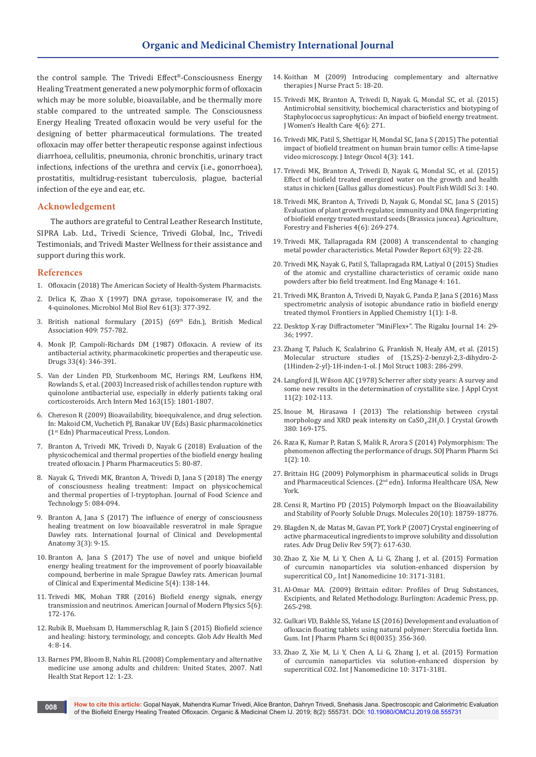the control sample. The Trivedi Effect®-Consciousness Energy Healing Treatment generated a new polymorphic form of ofloxacin which may be more soluble, bioavailable, and be thermally more stable compared to the untreated sample. The Consciousness Energy Healing Treated ofloxacin would be very useful for the designing of better pharmaceutical formulations. The treated ofloxacin may offer better therapeutic response against infectious diarrhoea, cellulitis, pneumonia, chronic bronchitis, urinary tract infections, infections of the urethra and cervix (i.e., gonorrhoea), prostatitis, multidrug-resistant tuberculosis, plague, bacterial infection of the eye and ear, etc.

## Acknowledgement

The authors are grateful to Central Leather Research Institute, SIPRA Lab. Ltd., Trivedi Science, Trivedi Global, Inc., Trivedi Testimonials, and Trivedi Master Wellness for their assistance and support during this work.

## References

1. Ofloxacin (2018) The American Society of Health-System Pharmacists.
2. Drlica K, Zhao X (1997) DNA gyrase, topoisomerase IV, and the 4-quinolones. Microbiol Mol Biol Rev 61(3): 377-392.
3. British national formulary (2015) (69th Edn.), British Medical Association 409: 757-782.
4. Monk JP, Campoli-Richards DM (1987) Ofloxacin. A review of its antibacterial activity, pharmacokinetic properties and therapeutic use. Drugs 33(4): 346-391.
5. Van der Linden PD, Sturkenboom MC, Herings RM, Leufkens HM, Rowlands S, et al. (2003) Increased risk of achilles tendon rupture with quinolone antibacterial use, especially in elderly patients taking oral corticosteroids. Arch Intern Med 163(15): 1801-1807.
6. Chereson R (2009) Bioavailability, bioequivalence, and drug selection. In: Makoid CM, Vuchetich PJ, Banakar UV (Eds) Basic pharmacokinetics (1st Edn) Pharmaceutical Press, London.
7. Branton A, Trivedi MK, Trivedi D, Nayak G (2018) Evaluation of the physicochemical and thermal properties of the biofield energy healing treated ofloxacin. J Pharm Pharmaceutics 5: 80-87.
8. Nayak G, Trivedi MK, Branton A, Trivedi D, Jana S (2018) The energy of consciousness healing treatment: Impact on physicochemical and thermal properties of l-tryptophan. Journal of Food Science and Technology 5: 084-094.
9. Branton A, Jana S (2017) The influence of energy of consciousness healing treatment on low bioavailable resveratrol in male Sprague Dawley rats. International Journal of Clinical and Developmental Anatomy 3(3): 9-15.
10. Branton A, Jana S (2017) The use of novel and unique biofield energy healing treatment for the improvement of poorly bioavailable compound, berberine in male Sprague Dawley rats. American Journal of Clinical and Experimental Medicine 5(4): 138-144.
11. Trivedi MK, Mohan TRR (2016) Biofield energy signals, energy transmission and neutrinos. American Journal of Modern Physics 5(6): 172-176.
12. Rubik B, Muehsam D, Hammerschlag R, Jain S (2015) Biofield science and healing: history, terminology, and concepts. Glob Adv Health Med 4: 8-14.
13. Barnes PM, Bloom B, Nahin RL (2008) Complementary and alternative medicine use among adults and children: United States, 2007. Natl Health Stat Report 12: 1-23.
14. Koithan M (2009) Introducing complementary and alternative therapies J Nurse Pract 5: 18-20.
15. Trivedi MK, Branton A, Trivedi D, Nayak G, Mondal SC, et al. (2015) Antimicrobial sensitivity, biochemical characteristics and biotyping of Staphylococcus saprophyticus: An impact of biofield energy treatment. J Women's Health Care 4(6): 271.
16. Trivedi MK, Patil S, Shettigar H, Mondal SC, Jana S (2015) The potential impact of biofield treatment on human brain tumor cells: A time-lapse video microscopy. J Integr Oncol 4(3): 141.
17. Trivedi MK, Branton A, Trivedi D, Nayak G, Mondal SC, et al. (2015) Effect of biofield treated energized water on the growth and health status in chicken (Gallus gallus domesticus). Poult Fish Wildl Sci 3: 140.
18. Trivedi MK, Branton A, Trivedi D, Nayak G, Mondal SC, Jana S (2015) Evaluation of plant growth regulator, immunity and DNA fingerprinting of biofield energy treated mustard seeds (Brassica juncea). Agriculture, Forestry and Fisheries 4(6): 269-274.
19. Trivedi MK, Tallapragada RM (2008) A transcendental to changing metal powder characteristics. Metal Powder Report 63(9): 22-28.
20. Trivedi MK, Nayak G, Patil S, Tallapragada RM, Latiyal O (2015) Studies of the atomic and crystalline characteristics of ceramic oxide nano powders after bio field treatment. Ind Eng Manage 4: 161.
21. Trivedi MK, Branton A, Trivedi D, Nayak G, Panda P, Jana S (2016) Mass spectrometric analysis of isotopic abundance ratio in biofield energy treated thymol. Frontiers in Applied Chemistry 1(1): 1-8.
22. Desktop X-ray Diffractometer "MiniFlex+". The Rigaku Journal 14: 29-36; 1997.
23. Zhang T, Paluch K, Scalabrino G, Frankish N, Healy AM, et al. (2015) Molecular structure studies of (1S,2S)-2-benzyl-2,3-dihydro-2-(1Hinden-2-yl)-1H-inden-1-ol. J Mol Struct 1083: 286-299.
24. Langford JI, Wilson AJC (1978) Scherrer after sixty years: A survey and some new results in the determination of crystallite size. J Appl Cryst 11(2): 102-113.
25. Inoue M, Hirasawa I (2013) The relationship between crystal morphology and XRD peak intensity on $CaSO_4.2H_2O$. J Crystal Growth 380: 169-175.
26. Raza K, Kumar P, Ratan S, Malik R, Arora S (2014) Polymorphism: The phenomenon affecting the performance of drugs. SOJ Pharm Pharm Sci 1(2): 10.
27. Brittain HG (2009) Polymorphism in pharmaceutical solids in Drugs and Pharmaceutical Sciences. (2nd edn). Informa Healthcare USA, New York.
28. Censi R, Martino PD (2015) Polymorph Impact on the Bioavailability and Stability of Poorly Soluble Drugs. Molecules 20(10): 18759-18776.
29. Blagden N, de Matas M, Gavan PT, York P (2007) Crystal engineering of active pharmaceutical ingredients to improve solubility and dissolution rates. Adv Drug Deliv Rev 59(7): 617-630.
30. Zhao Z, Xie M, Li Y, Chen A, Li G, Zhang J, et al. (2015) Formation of curcumin nanoparticles via solution-enhanced dispersion by supercritical $CO_2$. Int J Nanomedicine 10: 3171-3181.
31. Al-Omar MA. (2009) Brittain editor: Profiles of Drug Substances, Excipients, and Related Methodology. Burlington: Academic Press, pp. 265-298.
32. Gulkari VD, Bakhle SS, Yelane LS (2016) Development and evaluation of ofloxacin floating tablets using natural polymer: Sterculia foetida linn. Gum. Int J Pharm Pharm Sci 8(0035): 356-360.
33. Zhao Z, Xie M, Li Y, Chen A, Li G, Zhang J, et al. (2015) Formation of curcumin nanoparticles via solution-enhanced dispersion by supercritical CO2. Int J Nanomedicine 10: 3171-3181.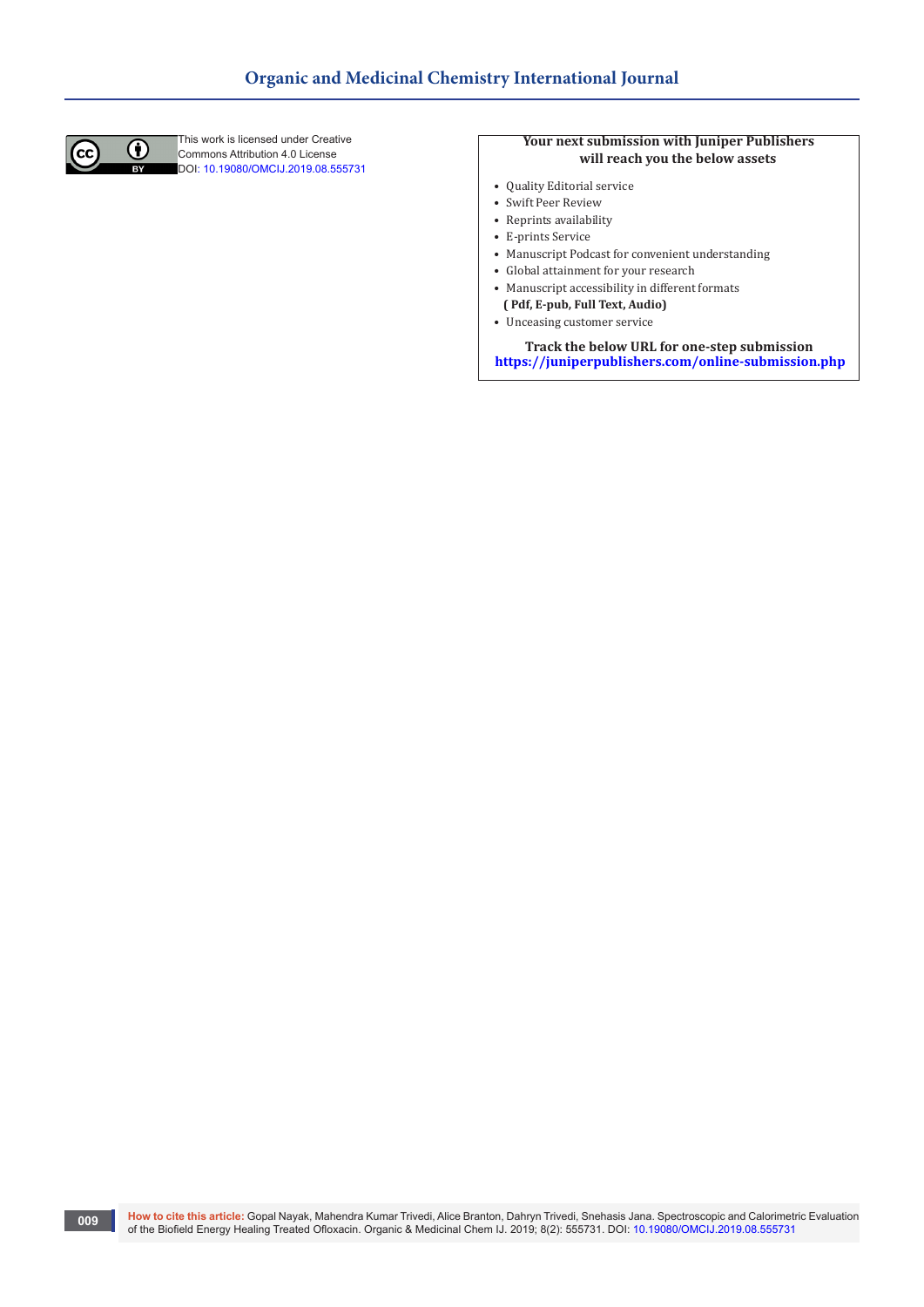This work is licensed under Creative Commons Attribution 4.0 License
DOI: 10.19080/OMCIJ.2019.08.555731

**Your next submission with Juniper Publishers will reach you the below assets**

- Quality Editorial service
- Swift Peer Review
- Reprints availability
- E-prints Service
- Manuscript Podcast for convenient understanding
- Global attainment for your research
- Manuscript accessibility in different formats
  **( Pdf, E-pub, Full Text, Audio)**
- Unceasing customer service

**Track the below URL for one-step submission**
**https://juniperpublishers.com/online-submission.php**